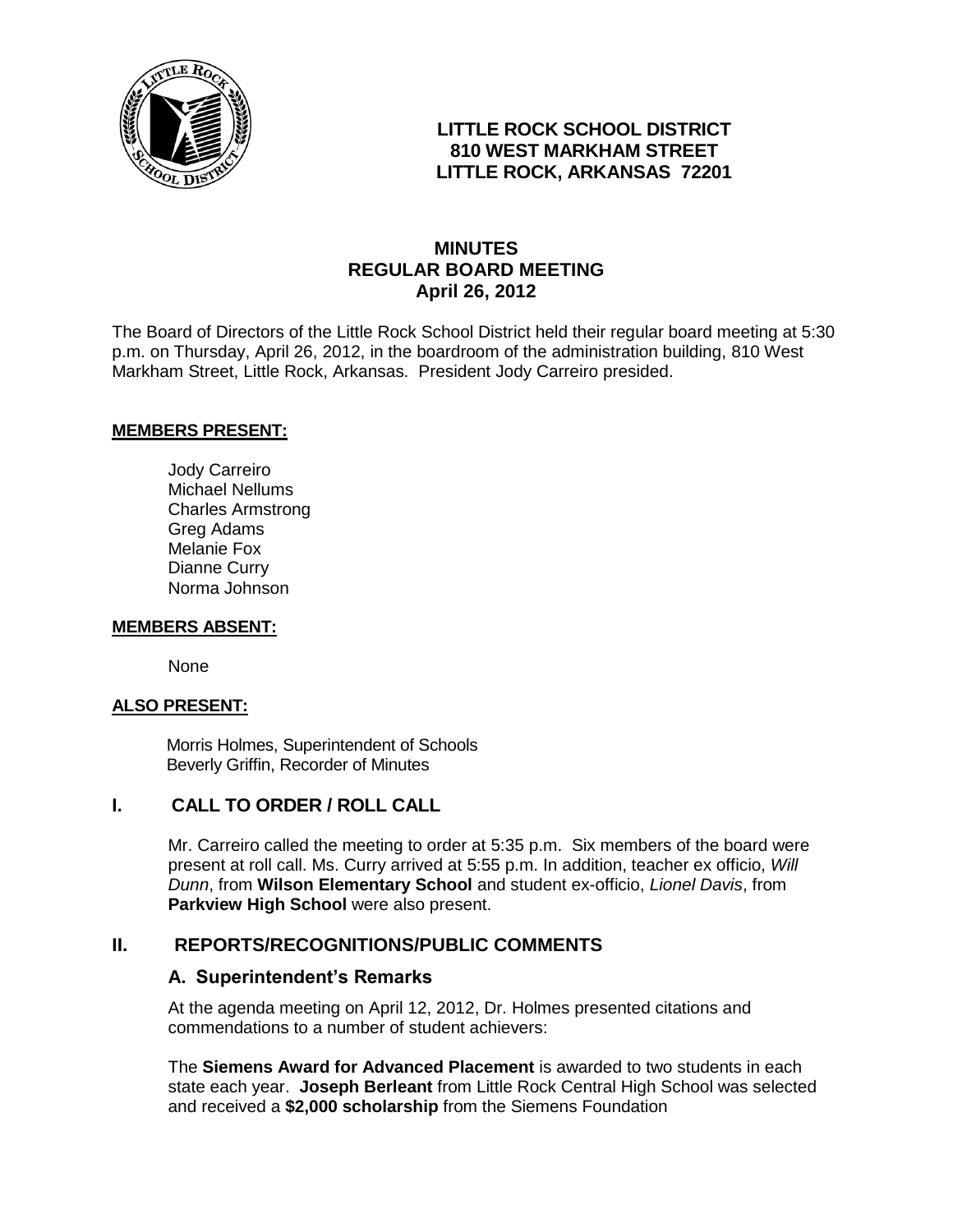**LITTLE ROCK SCHOOL DISTRICT**
**810 WEST MARKHAM STREET**
**LITTLE ROCK, ARKANSAS 72201**

# MINUTES
## REGULAR BOARD MEETING
### April 26, 2012

The Board of Directors of the Little Rock School District held their regular board meeting at 5:30 p.m. on Thursday, April 26, 2012, in the boardroom of the administration building, 810 West Markham Street, Little Rock, Arkansas. President Jody Carreiro presided.

**MEMBERS PRESENT:**

Jody Carreiro
Michael Nellums
Charles Armstrong
Greg Adams
Melanie Fox
Dianne Curry
Norma Johnson

**MEMBERS ABSENT:**

None

**ALSO PRESENT:**

Morris Holmes, Superintendent of Schools
Beverly Griffin, Recorder of Minutes

## I. CALL TO ORDER / ROLL CALL

Mr. Carreiro called the meeting to order at 5:35 p.m. Six members of the board were present at roll call. Ms. Curry arrived at 5:55 p.m. In addition, teacher ex officio, *Will Dunn*, from **Wilson Elementary School** and student ex-officio, *Lionel Davis*, from **Parkview High School** were also present.

## II. REPORTS/RECOGNITIONS/PUBLIC COMMENTS

### A. Superintendent's Remarks

At the agenda meeting on April 12, 2012, Dr. Holmes presented citations and commendations to a number of student achievers:

The **Siemens Award for Advanced Placement** is awarded to two students in each state each year. **Joseph Berleant** from Little Rock Central High School was selected and received a **$2,000 scholarship** from the Siemens Foundation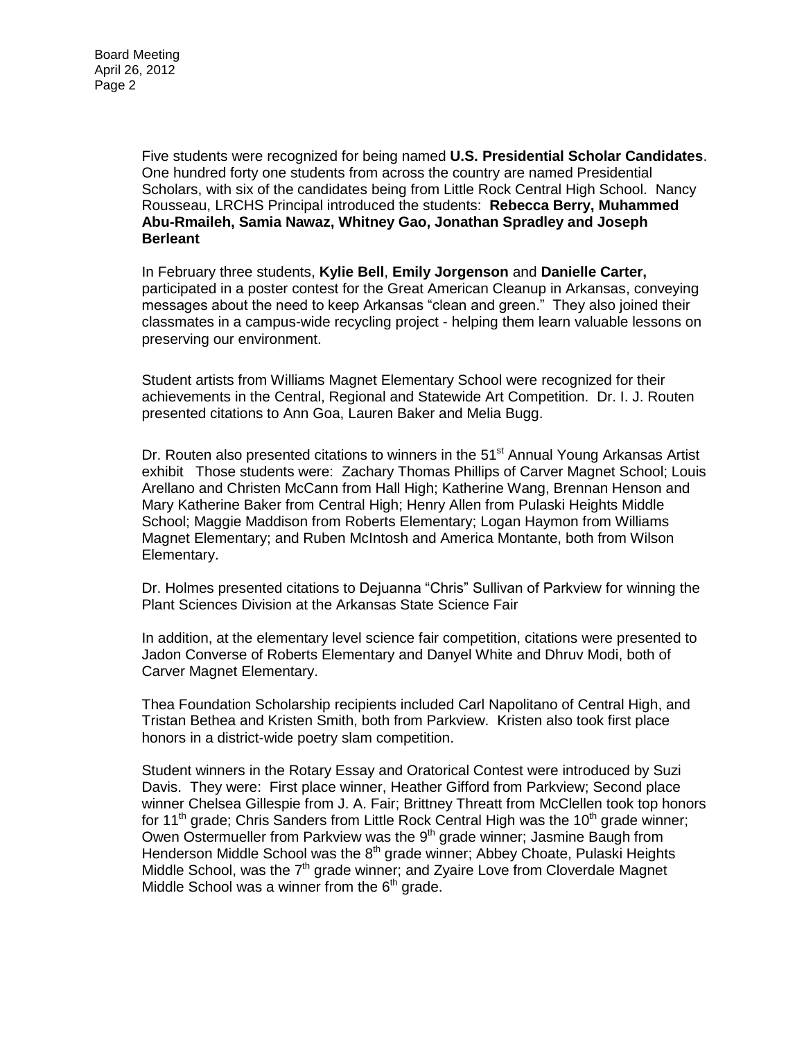Five students were recognized for being named **U.S. Presidential Scholar Candidates**. One hundred forty one students from across the country are named Presidential Scholars, with six of the candidates being from Little Rock Central High School. Nancy Rousseau, LRCHS Principal introduced the students: **Rebecca Berry, Muhammed Abu-Rmaileh, Samia Nawaz, Whitney Gao, Jonathan Spradley and Joseph Berleant**

In February three students, **Kylie Bell**, **Emily Jorgenson** and **Danielle Carter,** participated in a poster contest for the Great American Cleanup in Arkansas, conveying messages about the need to keep Arkansas "clean and green." They also joined their classmates in a campus-wide recycling project - helping them learn valuable lessons on preserving our environment.

Student artists from Williams Magnet Elementary School were recognized for their achievements in the Central, Regional and Statewide Art Competition. Dr. I. J. Routen presented citations to Ann Goa, Lauren Baker and Melia Bugg.

Dr. Routen also presented citations to winners in the 51st Annual Young Arkansas Artist exhibit Those students were: Zachary Thomas Phillips of Carver Magnet School; Louis Arellano and Christen McCann from Hall High; Katherine Wang, Brennan Henson and Mary Katherine Baker from Central High; Henry Allen from Pulaski Heights Middle School; Maggie Maddison from Roberts Elementary; Logan Haymon from Williams Magnet Elementary; and Ruben McIntosh and America Montante, both from Wilson Elementary.

Dr. Holmes presented citations to Dejuanna "Chris" Sullivan of Parkview for winning the Plant Sciences Division at the Arkansas State Science Fair

In addition, at the elementary level science fair competition, citations were presented to Jadon Converse of Roberts Elementary and Danyel White and Dhruv Modi, both of Carver Magnet Elementary.

Thea Foundation Scholarship recipients included Carl Napolitano of Central High, and Tristan Bethea and Kristen Smith, both from Parkview. Kristen also took first place honors in a district-wide poetry slam competition.

Student winners in the Rotary Essay and Oratorical Contest were introduced by Suzi Davis. They were: First place winner, Heather Gifford from Parkview; Second place winner Chelsea Gillespie from J. A. Fair; Brittney Threatt from McClellen took top honors for 11th grade; Chris Sanders from Little Rock Central High was the 10th grade winner; Owen Ostermueller from Parkview was the 9th grade winner; Jasmine Baugh from Henderson Middle School was the 8th grade winner; Abbey Choate, Pulaski Heights Middle School, was the 7th grade winner; and Zyaire Love from Cloverdale Magnet Middle School was a winner from the 6th grade.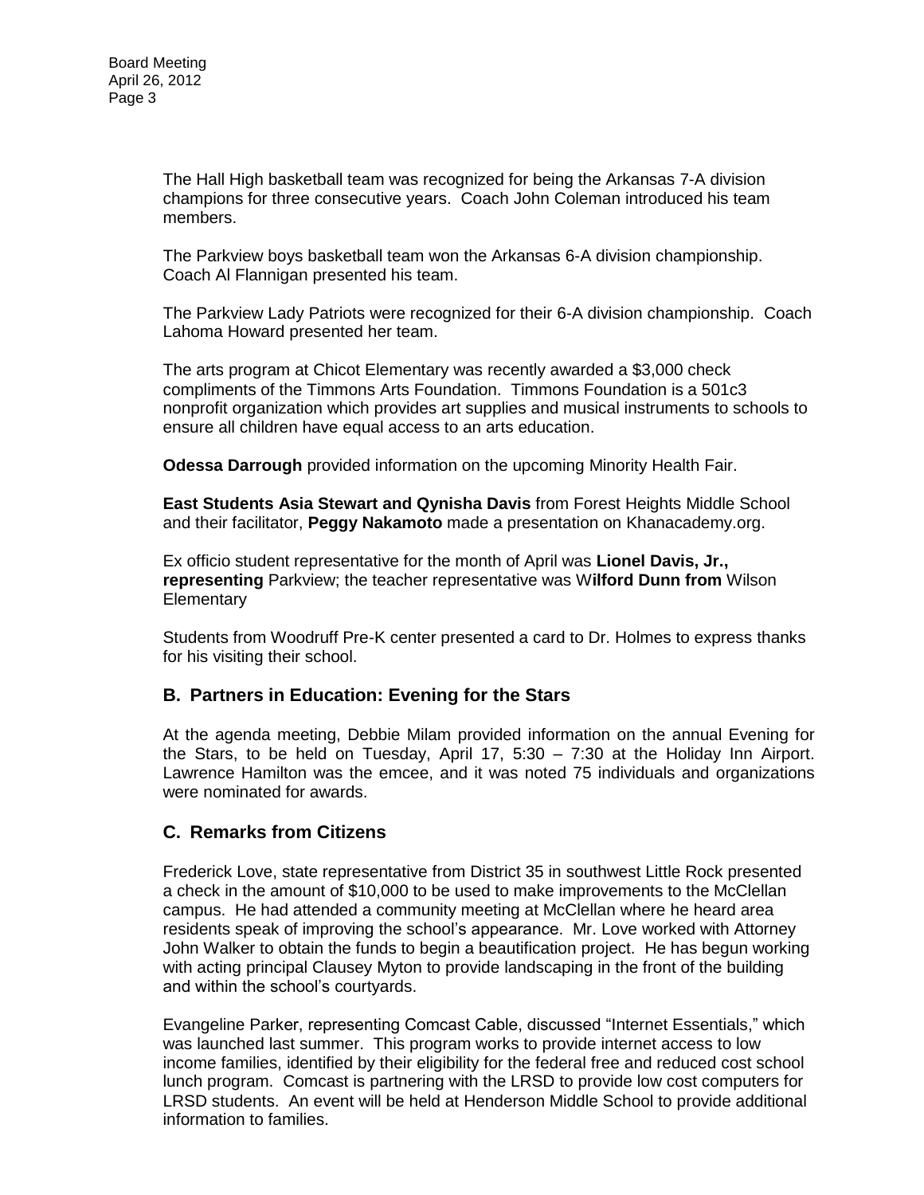The Hall High basketball team was recognized for being the Arkansas 7-A division champions for three consecutive years. Coach John Coleman introduced his team members.

The Parkview boys basketball team won the Arkansas 6-A division championship. Coach Al Flannigan presented his team.

The Parkview Lady Patriots were recognized for their 6-A division championship. Coach Lahoma Howard presented her team.

The arts program at Chicot Elementary was recently awarded a $3,000 check compliments of the Timmons Arts Foundation. Timmons Foundation is a 501c3 nonprofit organization which provides art supplies and musical instruments to schools to ensure all children have equal access to an arts education.

**Odessa Darrough** provided information on the upcoming Minority Health Fair.

**East Students Asia Stewart and Qynisha Davis** from Forest Heights Middle School and their facilitator, **Peggy Nakamoto** made a presentation on Khanacademy.org.

Ex officio student representative for the month of April was **Lionel Davis, Jr., representing** Parkview; the teacher representative was W**ilford Dunn from** Wilson Elementary

Students from Woodruff Pre-K center presented a card to Dr. Holmes to express thanks for his visiting their school.

## B. Partners in Education: Evening for the Stars

At the agenda meeting, Debbie Milam provided information on the annual Evening for the Stars, to be held on Tuesday, April 17, 5:30 – 7:30 at the Holiday Inn Airport. Lawrence Hamilton was the emcee, and it was noted 75 individuals and organizations were nominated for awards.

## C. Remarks from Citizens

Frederick Love, state representative from District 35 in southwest Little Rock presented a check in the amount of $10,000 to be used to make improvements to the McClellan campus. He had attended a community meeting at McClellan where he heard area residents speak of improving the school's appearance. Mr. Love worked with Attorney John Walker to obtain the funds to begin a beautification project. He has begun working with acting principal Clausey Myton to provide landscaping in the front of the building and within the school's courtyards.

Evangeline Parker, representing Comcast Cable, discussed "Internet Essentials," which was launched last summer. This program works to provide internet access to low income families, identified by their eligibility for the federal free and reduced cost school lunch program. Comcast is partnering with the LRSD to provide low cost computers for LRSD students. An event will be held at Henderson Middle School to provide additional information to families.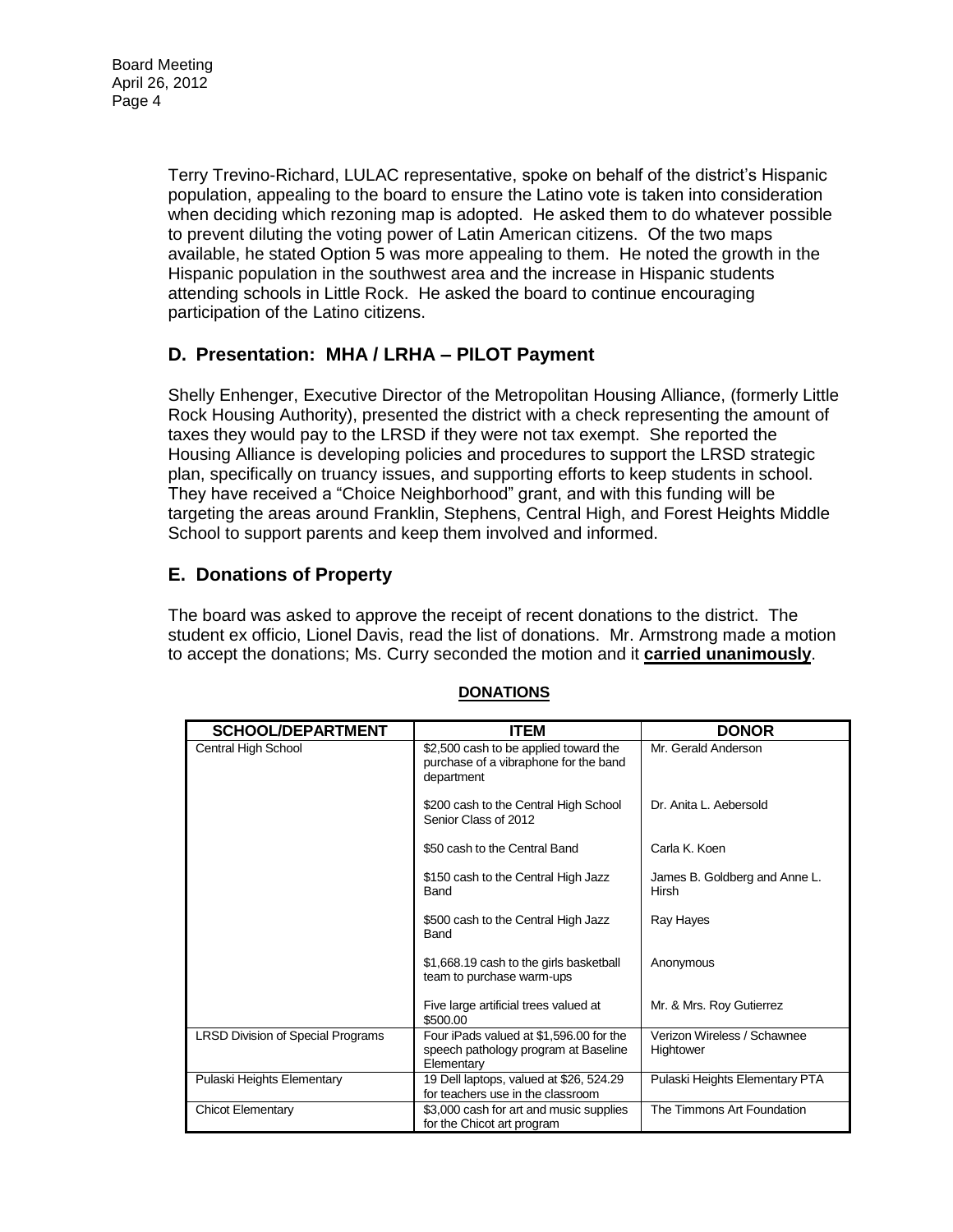Terry Trevino-Richard, LULAC representative, spoke on behalf of the district's Hispanic population, appealing to the board to ensure the Latino vote is taken into consideration when deciding which rezoning map is adopted. He asked them to do whatever possible to prevent diluting the voting power of Latin American citizens. Of the two maps available, he stated Option 5 was more appealing to them. He noted the growth in the Hispanic population in the southwest area and the increase in Hispanic students attending schools in Little Rock. He asked the board to continue encouraging participation of the Latino citizens.

## D. Presentation: MHA / LRHA – PILOT Payment

Shelly Enhenger, Executive Director of the Metropolitan Housing Alliance, (formerly Little Rock Housing Authority), presented the district with a check representing the amount of taxes they would pay to the LRSD if they were not tax exempt. She reported the Housing Alliance is developing policies and procedures to support the LRSD strategic plan, specifically on truancy issues, and supporting efforts to keep students in school. They have received a "Choice Neighborhood" grant, and with this funding will be targeting the areas around Franklin, Stephens, Central High, and Forest Heights Middle School to support parents and keep them involved and informed.

## E. Donations of Property

The board was asked to approve the receipt of recent donations to the district. The student ex officio, Lionel Davis, read the list of donations. Mr. Armstrong made a motion to accept the donations; Ms. Curry seconded the motion and it **carried unanimously**.

**DONATIONS**

| SCHOOL/DEPARTMENT | ITEM | DONOR |
|---|---|---|
| Central High School | $2,500 cash to be applied toward the purchase of a vibraphone for the band department | Mr. Gerald Anderson |
| | $200 cash to the Central High School Senior Class of 2012 | Dr. Anita L. Aebersold |
| | $50 cash to the Central Band | Carla K. Koen |
| | $150 cash to the Central High Jazz Band | James B. Goldberg and Anne L. Hirsh |
| | $500 cash to the Central High Jazz Band | Ray Hayes |
| | $1,668.19 cash to the girls basketball team to purchase warm-ups | Anonymous |
| | Five large artificial trees valued at $500.00 | Mr. & Mrs. Roy Gutierrez |
| LRSD Division of Special Programs | Four iPads valued at $1,596.00 for the speech pathology program at Baseline Elementary | Verizon Wireless / Schawnee Hightower |
| Pulaski Heights Elementary | 19 Dell laptops, valued at $26, 524.29 for teachers use in the classroom | Pulaski Heights Elementary PTA |
| Chicot Elementary | $3,000 cash for art and music supplies for the Chicot art program | The Timmons Art Foundation |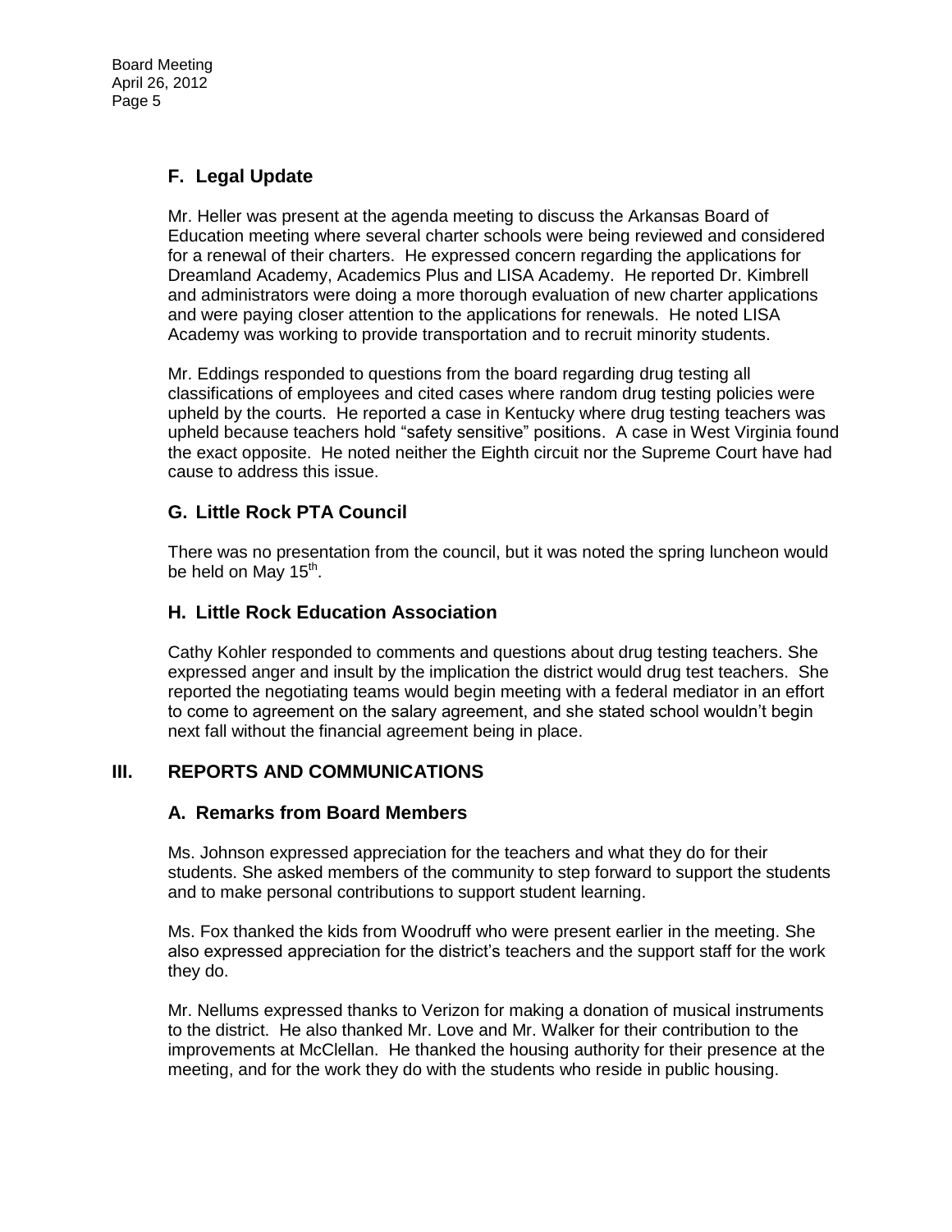## F. Legal Update

Mr. Heller was present at the agenda meeting to discuss the Arkansas Board of Education meeting where several charter schools were being reviewed and considered for a renewal of their charters. He expressed concern regarding the applications for Dreamland Academy, Academics Plus and LISA Academy. He reported Dr. Kimbrell and administrators were doing a more thorough evaluation of new charter applications and were paying closer attention to the applications for renewals. He noted LISA Academy was working to provide transportation and to recruit minority students.

Mr. Eddings responded to questions from the board regarding drug testing all classifications of employees and cited cases where random drug testing policies were upheld by the courts. He reported a case in Kentucky where drug testing teachers was upheld because teachers hold "safety sensitive" positions. A case in West Virginia found the exact opposite. He noted neither the Eighth circuit nor the Supreme Court have had cause to address this issue.

## G. Little Rock PTA Council

There was no presentation from the council, but it was noted the spring luncheon would be held on May 15th.

## H. Little Rock Education Association

Cathy Kohler responded to comments and questions about drug testing teachers. She expressed anger and insult by the implication the district would drug test teachers. She reported the negotiating teams would begin meeting with a federal mediator in an effort to come to agreement on the salary agreement, and she stated school wouldn't begin next fall without the financial agreement being in place.

# III. REPORTS AND COMMUNICATIONS

## A. Remarks from Board Members

Ms. Johnson expressed appreciation for the teachers and what they do for their students. She asked members of the community to step forward to support the students and to make personal contributions to support student learning.

Ms. Fox thanked the kids from Woodruff who were present earlier in the meeting. She also expressed appreciation for the district's teachers and the support staff for the work they do.

Mr. Nellums expressed thanks to Verizon for making a donation of musical instruments to the district. He also thanked Mr. Love and Mr. Walker for their contribution to the improvements at McClellan. He thanked the housing authority for their presence at the meeting, and for the work they do with the students who reside in public housing.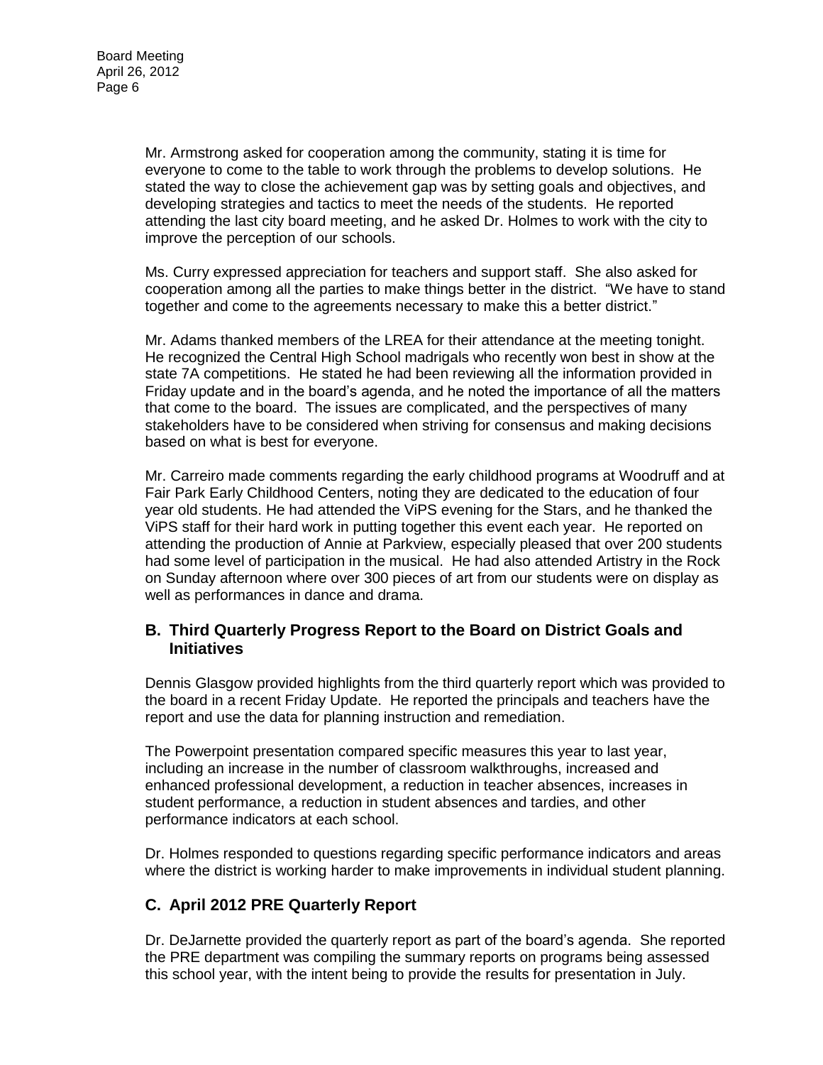Mr. Armstrong asked for cooperation among the community, stating it is time for everyone to come to the table to work through the problems to develop solutions. He stated the way to close the achievement gap was by setting goals and objectives, and developing strategies and tactics to meet the needs of the students. He reported attending the last city board meeting, and he asked Dr. Holmes to work with the city to improve the perception of our schools.

Ms. Curry expressed appreciation for teachers and support staff. She also asked for cooperation among all the parties to make things better in the district. "We have to stand together and come to the agreements necessary to make this a better district."

Mr. Adams thanked members of the LREA for their attendance at the meeting tonight. He recognized the Central High School madrigals who recently won best in show at the state 7A competitions. He stated he had been reviewing all the information provided in Friday update and in the board's agenda, and he noted the importance of all the matters that come to the board. The issues are complicated, and the perspectives of many stakeholders have to be considered when striving for consensus and making decisions based on what is best for everyone.

Mr. Carreiro made comments regarding the early childhood programs at Woodruff and at Fair Park Early Childhood Centers, noting they are dedicated to the education of four year old students. He had attended the ViPS evening for the Stars, and he thanked the ViPS staff for their hard work in putting together this event each year. He reported on attending the production of Annie at Parkview, especially pleased that over 200 students had some level of participation in the musical. He had also attended Artistry in the Rock on Sunday afternoon where over 300 pieces of art from our students were on display as well as performances in dance and drama.

## B. Third Quarterly Progress Report to the Board on District Goals and Initiatives

Dennis Glasgow provided highlights from the third quarterly report which was provided to the board in a recent Friday Update. He reported the principals and teachers have the report and use the data for planning instruction and remediation.

The Powerpoint presentation compared specific measures this year to last year, including an increase in the number of classroom walkthroughs, increased and enhanced professional development, a reduction in teacher absences, increases in student performance, a reduction in student absences and tardies, and other performance indicators at each school.

Dr. Holmes responded to questions regarding specific performance indicators and areas where the district is working harder to make improvements in individual student planning.

## C. April 2012 PRE Quarterly Report

Dr. DeJarnette provided the quarterly report as part of the board's agenda. She reported the PRE department was compiling the summary reports on programs being assessed this school year, with the intent being to provide the results for presentation in July.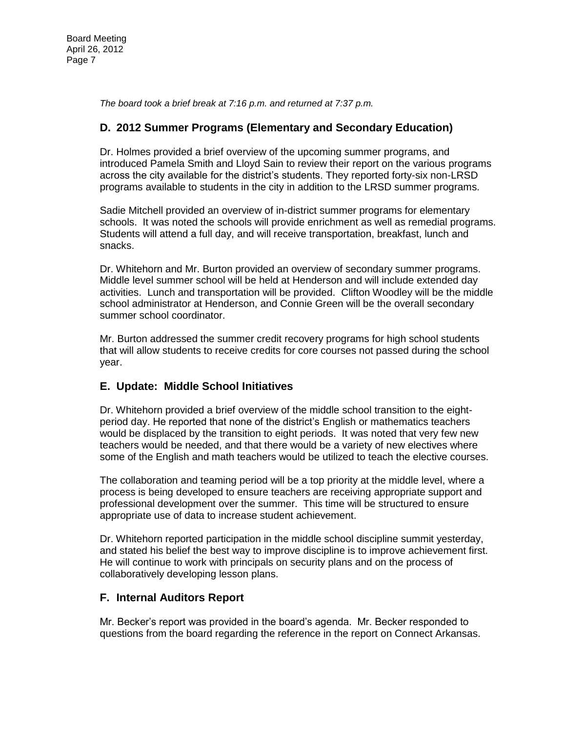*The board took a brief break at 7:16 p.m. and returned at 7:37 p.m.*

## D. 2012 Summer Programs (Elementary and Secondary Education)

Dr. Holmes provided a brief overview of the upcoming summer programs, and introduced Pamela Smith and Lloyd Sain to review their report on the various programs across the city available for the district's students. They reported forty-six non-LRSD programs available to students in the city in addition to the LRSD summer programs.

Sadie Mitchell provided an overview of in-district summer programs for elementary schools. It was noted the schools will provide enrichment as well as remedial programs. Students will attend a full day, and will receive transportation, breakfast, lunch and snacks.

Dr. Whitehorn and Mr. Burton provided an overview of secondary summer programs. Middle level summer school will be held at Henderson and will include extended day activities. Lunch and transportation will be provided. Clifton Woodley will be the middle school administrator at Henderson, and Connie Green will be the overall secondary summer school coordinator.

Mr. Burton addressed the summer credit recovery programs for high school students that will allow students to receive credits for core courses not passed during the school year.

## E. Update: Middle School Initiatives

Dr. Whitehorn provided a brief overview of the middle school transition to the eight-period day. He reported that none of the district's English or mathematics teachers would be displaced by the transition to eight periods. It was noted that very few new teachers would be needed, and that there would be a variety of new electives where some of the English and math teachers would be utilized to teach the elective courses.

The collaboration and teaming period will be a top priority at the middle level, where a process is being developed to ensure teachers are receiving appropriate support and professional development over the summer. This time will be structured to ensure appropriate use of data to increase student achievement.

Dr. Whitehorn reported participation in the middle school discipline summit yesterday, and stated his belief the best way to improve discipline is to improve achievement first. He will continue to work with principals on security plans and on the process of collaboratively developing lesson plans.

## F. Internal Auditors Report

Mr. Becker's report was provided in the board's agenda. Mr. Becker responded to questions from the board regarding the reference in the report on Connect Arkansas.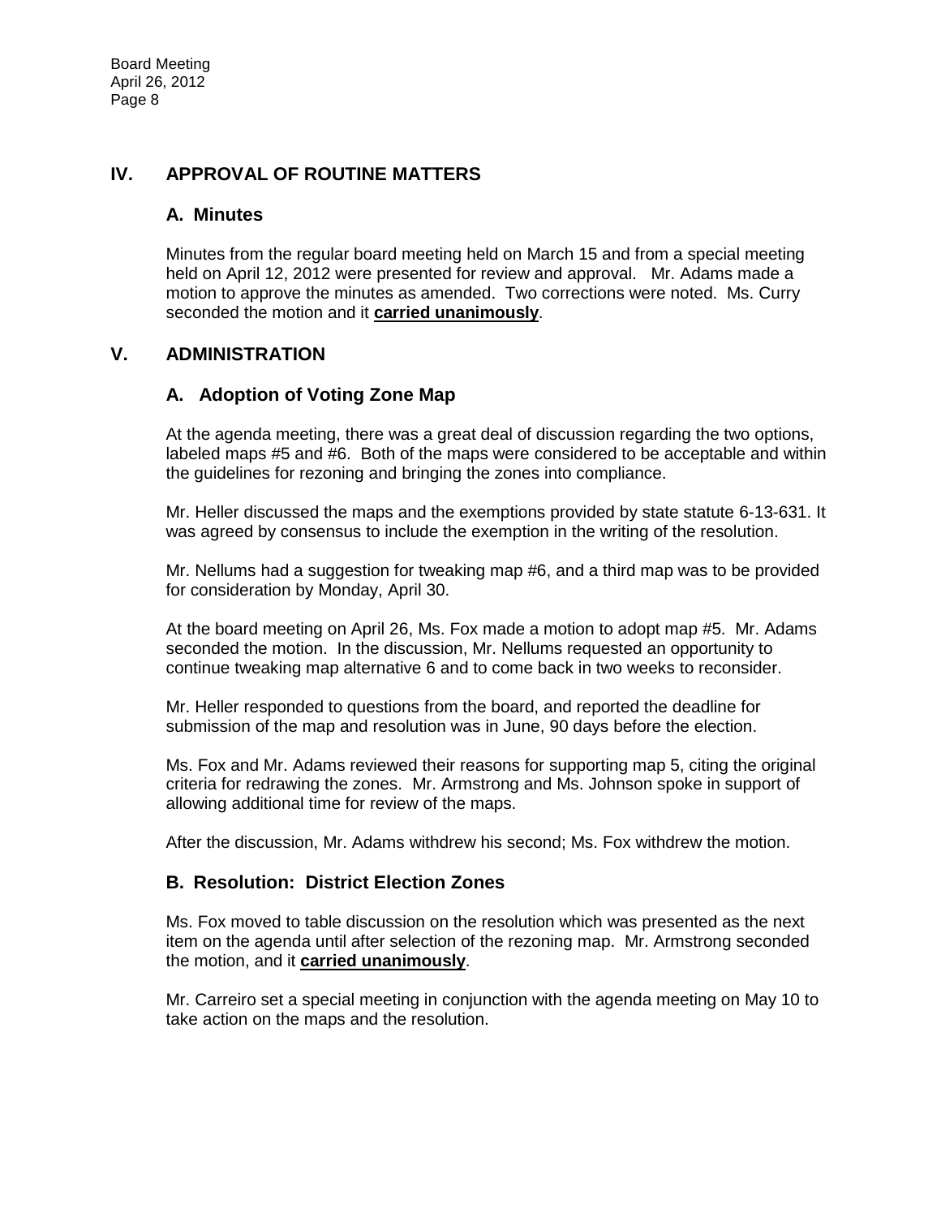## IV. APPROVAL OF ROUTINE MATTERS

### A. Minutes

Minutes from the regular board meeting held on March 15 and from a special meeting held on April 12, 2012 were presented for review and approval. Mr. Adams made a motion to approve the minutes as amended. Two corrections were noted. Ms. Curry seconded the motion and it **carried unanimously**.

## V. ADMINISTRATION

### A. Adoption of Voting Zone Map

At the agenda meeting, there was a great deal of discussion regarding the two options, labeled maps #5 and #6. Both of the maps were considered to be acceptable and within the guidelines for rezoning and bringing the zones into compliance.

Mr. Heller discussed the maps and the exemptions provided by state statute 6-13-631. It was agreed by consensus to include the exemption in the writing of the resolution.

Mr. Nellums had a suggestion for tweaking map #6, and a third map was to be provided for consideration by Monday, April 30.

At the board meeting on April 26, Ms. Fox made a motion to adopt map #5. Mr. Adams seconded the motion. In the discussion, Mr. Nellums requested an opportunity to continue tweaking map alternative 6 and to come back in two weeks to reconsider.

Mr. Heller responded to questions from the board, and reported the deadline for submission of the map and resolution was in June, 90 days before the election.

Ms. Fox and Mr. Adams reviewed their reasons for supporting map 5, citing the original criteria for redrawing the zones. Mr. Armstrong and Ms. Johnson spoke in support of allowing additional time for review of the maps.

After the discussion, Mr. Adams withdrew his second; Ms. Fox withdrew the motion.

### B. Resolution: District Election Zones

Ms. Fox moved to table discussion on the resolution which was presented as the next item on the agenda until after selection of the rezoning map. Mr. Armstrong seconded the motion, and it **carried unanimously**.

Mr. Carreiro set a special meeting in conjunction with the agenda meeting on May 10 to take action on the maps and the resolution.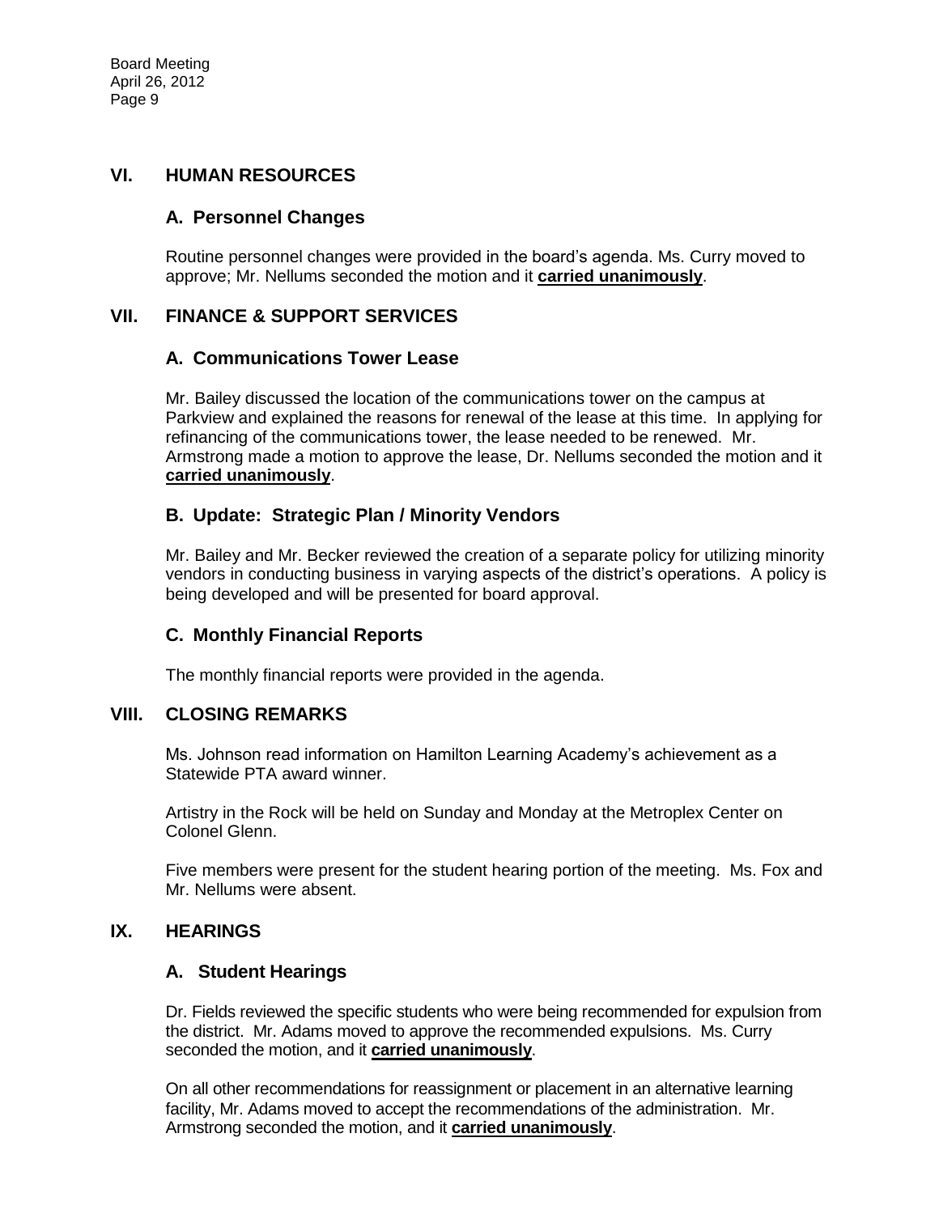## VI. HUMAN RESOURCES

### A. Personnel Changes

Routine personnel changes were provided in the board's agenda. Ms. Curry moved to approve; Mr. Nellums seconded the motion and it **carried unanimously**.

## VII. FINANCE & SUPPORT SERVICES

### A. Communications Tower Lease

Mr. Bailey discussed the location of the communications tower on the campus at Parkview and explained the reasons for renewal of the lease at this time. In applying for refinancing of the communications tower, the lease needed to be renewed. Mr. Armstrong made a motion to approve the lease, Dr. Nellums seconded the motion and it **carried unanimously**.

### B. Update: Strategic Plan / Minority Vendors

Mr. Bailey and Mr. Becker reviewed the creation of a separate policy for utilizing minority vendors in conducting business in varying aspects of the district's operations. A policy is being developed and will be presented for board approval.

### C. Monthly Financial Reports

The monthly financial reports were provided in the agenda.

## VIII. CLOSING REMARKS

Ms. Johnson read information on Hamilton Learning Academy's achievement as a Statewide PTA award winner.

Artistry in the Rock will be held on Sunday and Monday at the Metroplex Center on Colonel Glenn.

Five members were present for the student hearing portion of the meeting. Ms. Fox and Mr. Nellums were absent.

## IX. HEARINGS

### A. Student Hearings

Dr. Fields reviewed the specific students who were being recommended for expulsion from the district. Mr. Adams moved to approve the recommended expulsions. Ms. Curry seconded the motion, and it **carried unanimously**.

On all other recommendations for reassignment or placement in an alternative learning facility, Mr. Adams moved to accept the recommendations of the administration. Mr. Armstrong seconded the motion, and it **carried unanimously**.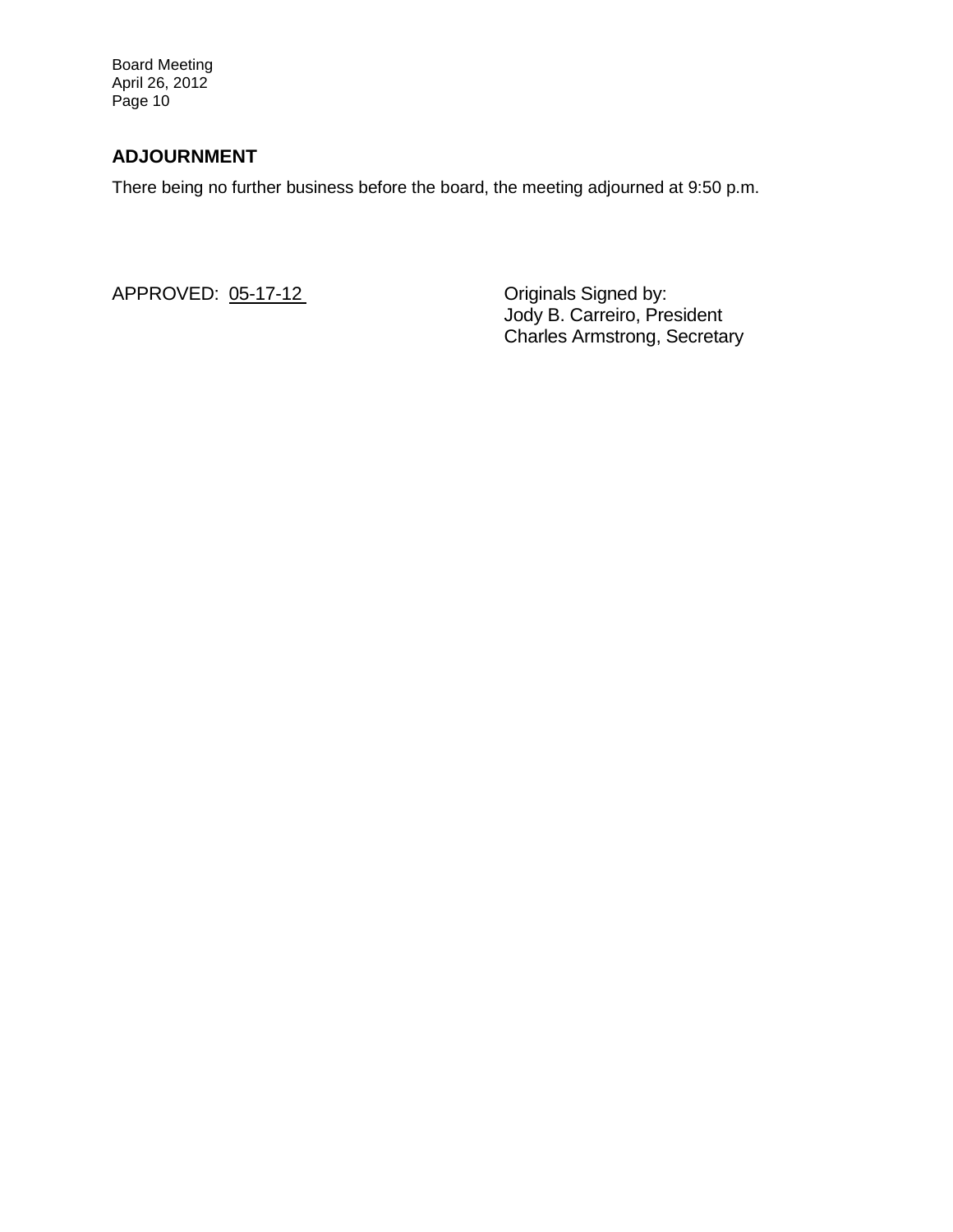## ADJOURNMENT

There being no further business before the board, the meeting adjourned at 9:50 p.m.

APPROVED: 05-17-12

Originals Signed by:
Jody B. Carreiro, President
Charles Armstrong, Secretary